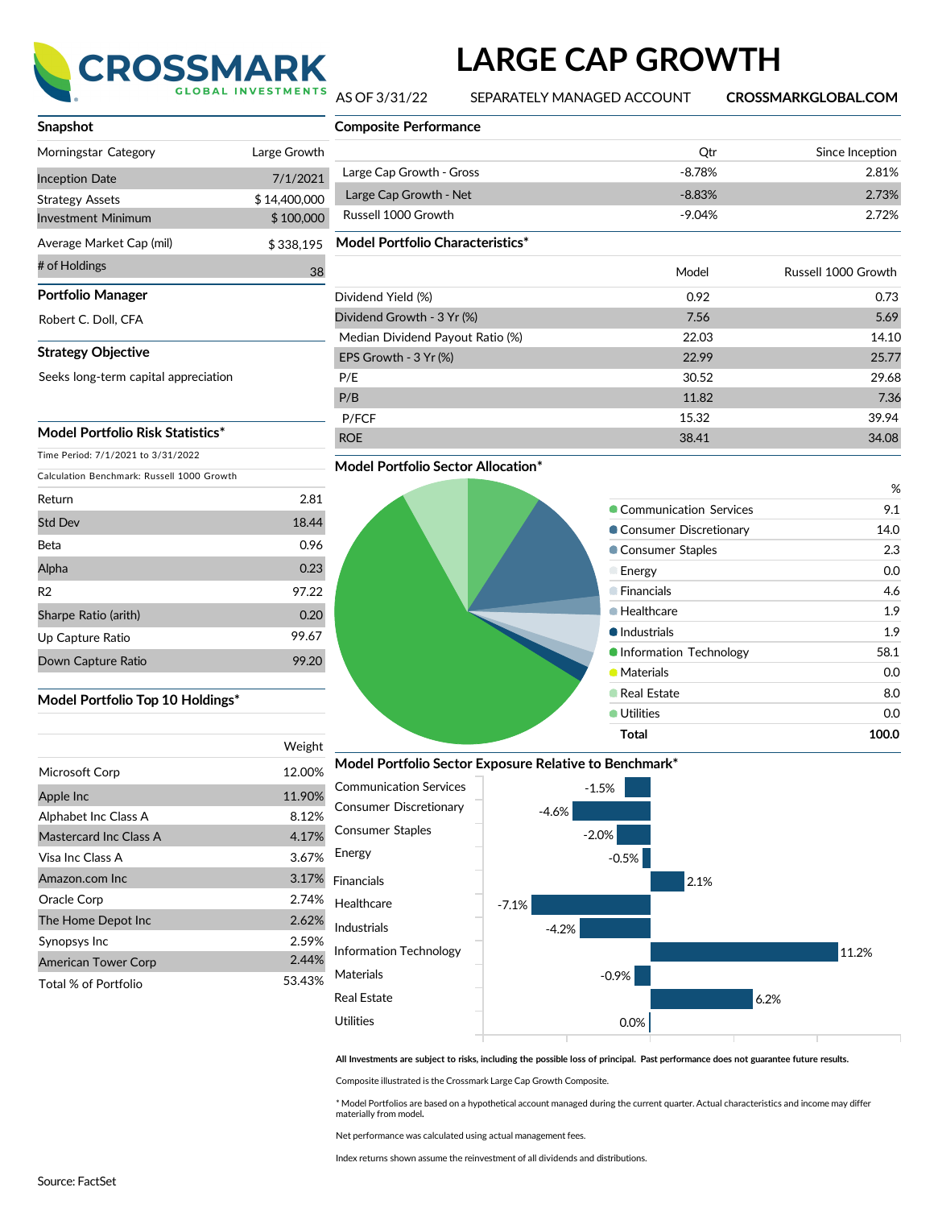# CROSSMARK GLOBAL INVESTMENTS

# LARGE CAP GROWTH

AS OF 3/31/22 SEPARATELY MANAGED ACCOUNT **CROSSMARKGLOBAL.COM**

## Snapshot

| | |
|---|---|
| Morningstar Category | Large Growth |
| Inception Date | 7/1/2021 |
| Strategy Assets | $ 14,400,000 |
| Investment Minimum | $ 100,000 |
| Average Market Cap (mil) | $ 338,195 |
| # of Holdings | 38 |

## Portfolio Manager

Robert C. Doll, CFA

## Strategy Objective

Seeks long-term capital appreciation

## Model Portfolio Risk Statistics*

Time Period: 7/1/2021 to 3/31/2022

Calculation Benchmark: Russell 1000 Growth

| | |
|---|---|
| Return | 2.81 |
| Std Dev | 18.44 |
| Beta | 0.96 |
| Alpha | 0.23 |
| R2 | 97.22 |
| Sharpe Ratio (arith) | 0.20 |
| Up Capture Ratio | 99.67 |
| Down Capture Ratio | 99.20 |

## Model Portfolio Top 10 Holdings*

| | Weight |
|---|---|
| Microsoft Corp | 12.00% |
| Apple Inc | 11.90% |
| Alphabet Inc Class A | 8.12% |
| Mastercard Inc Class A | 4.17% |
| Visa Inc Class A | 3.67% |
| Amazon.com Inc | 3.17% |
| Oracle Corp | 2.74% |
| The Home Depot Inc | 2.62% |
| Synopsys Inc | 2.59% |
| American Tower Corp | 2.44% |
| Total % of Portfolio | 53.43% |

## Composite Performance

| | Qtr | Since Inception |
|---|---|---|
| Large Cap Growth - Gross | -8.78% | 2.81% |
| Large Cap Growth - Net | -8.83% | 2.73% |
| Russell 1000 Growth | -9.04% | 2.72% |

## Model Portfolio Characteristics*

| | Model | Russell 1000 Growth |
|---|---|---|
| Dividend Yield (%) | 0.92 | 0.73 |
| Dividend Growth - 3 Yr (%) | 7.56 | 5.69 |
| Median Dividend Payout Ratio (%) | 22.03 | 14.10 |
| EPS Growth - 3 Yr (%) | 22.99 | 25.77 |
| P/E | 30.52 | 29.68 |
| P/B | 11.82 | 7.36 |
| P/FCF | 15.32 | 39.94 |
| ROE | 38.41 | 34.08 |

## Model Portfolio Sector Allocation*

| | % |
|---|---|
| Communication Services | 9.1 |
| Consumer Discretionary | 14.0 |
| Consumer Staples | 2.3 |
| Energy | 0.0 |
| Financials | 4.6 |
| Healthcare | 1.9 |
| Industrials | 1.9 |
| Information Technology | 58.1 |
| Materials | 0.0 |
| Real Estate | 8.0 |
| Utilities | 0.0 |
| **Total** | **100.0** |

## Model Portfolio Sector Exposure Relative to Benchmark*

| Sector | Relative Exposure |
|---|---|
| Communication Services | -1.5% |
| Consumer Discretionary | -4.6% |
| Consumer Staples | -2.0% |
| Energy | -0.5% |
| Financials | 2.1% |
| Healthcare | -7.1% |
| Industrials | -4.2% |
| Information Technology | 11.2% |
| Materials | -0.9% |
| Real Estate | 6.2% |
| Utilities | 0.0% |

**All Investments are subject to risks, including the possible loss of principal. Past performance does not guarantee future results.**

Composite illustrated is the Crossmark Large Cap Growth Composite.

* Model Portfolios are based on a hypothetical account managed during the current quarter. Actual characteristics and income may differ materially from model.

Net performance was calculated using actual management fees.

Index returns shown assume the reinvestment of all dividends and distributions.

Source: FactSet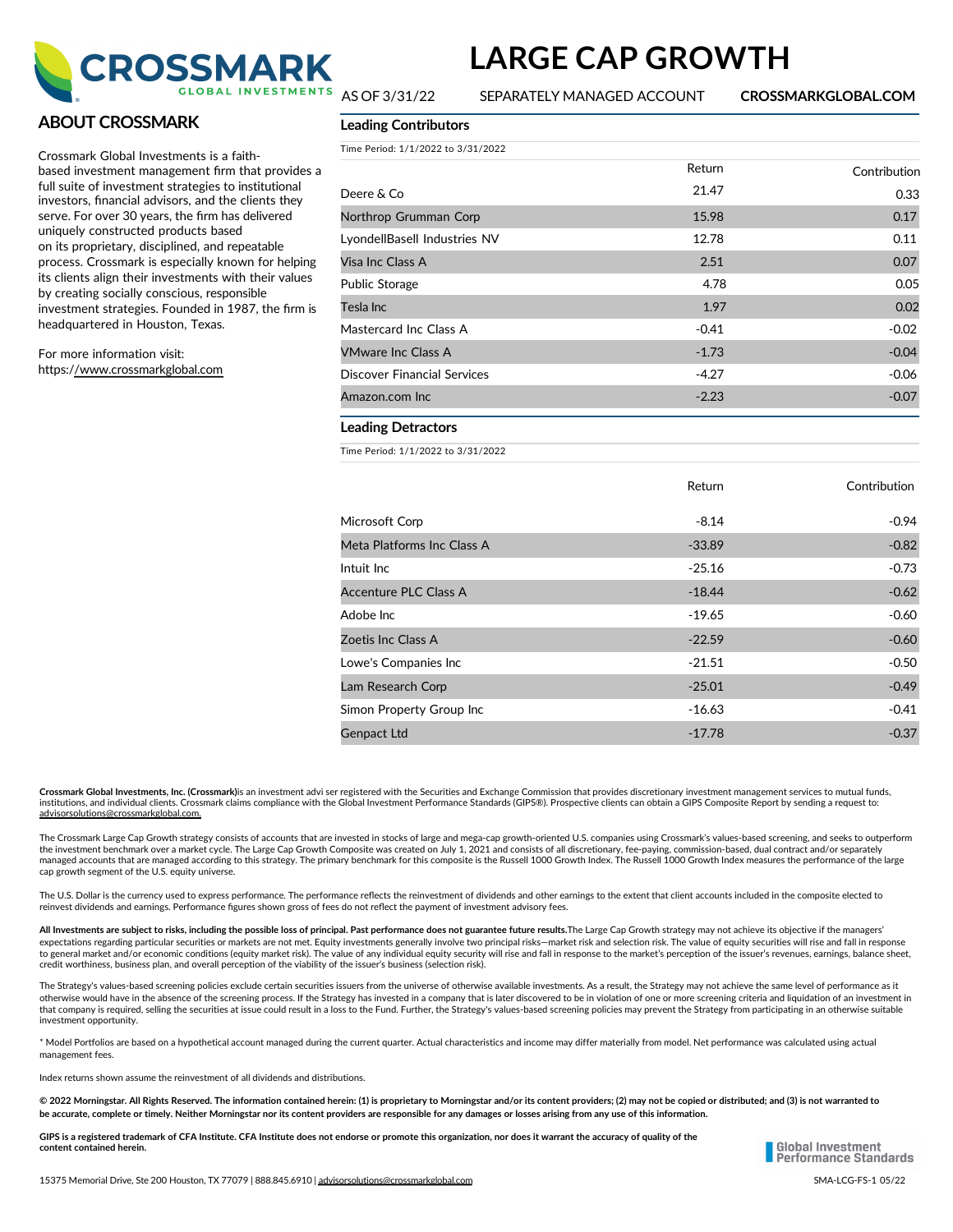# LARGE CAP GROWTH

CROSSMARK GLOBAL INVESTMENTS

AS OF 3/31/22 SEPARATELY MANAGED ACCOUNT **CROSSMARKGLOBAL.COM**

## ABOUT CROSSMARK

Crossmark Global Investments is a faith-based investment management firm that provides a full suite of investment strategies to institutional investors, financial advisors, and the clients they serve. For over 30 years, the firm has delivered uniquely constructed products based on its proprietary, disciplined, and repeatable process. Crossmark is especially known for helping its clients align their investments with their values by creating socially conscious, responsible investment strategies. Founded in 1987, the firm is headquartered in Houston, Texas.

For more information visit:
https://www.crossmarkglobal.com

### Leading Contributors

Time Period: 1/1/2022 to 3/31/2022

| | Return | Contribution |
|---|---|---|
| Deere & Co | 21.47 | 0.33 |
| Northrop Grumman Corp | 15.98 | 0.17 |
| LyondellBasell Industries NV | 12.78 | 0.11 |
| Visa Inc Class A | 2.51 | 0.07 |
| Public Storage | 4.78 | 0.05 |
| Tesla Inc | 1.97 | 0.02 |
| Mastercard Inc Class A | -0.41 | -0.02 |
| VMware Inc Class A | -1.73 | -0.04 |
| Discover Financial Services | -4.27 | -0.06 |
| Amazon.com Inc | -2.23 | -0.07 |

### Leading Detractors

Time Period: 1/1/2022 to 3/31/2022

| | Return | Contribution |
|---|---|---|
| Microsoft Corp | -8.14 | -0.94 |
| Meta Platforms Inc Class A | -33.89 | -0.82 |
| Intuit Inc | -25.16 | -0.73 |
| Accenture PLC Class A | -18.44 | -0.62 |
| Adobe Inc | -19.65 | -0.60 |
| Zoetis Inc Class A | -22.59 | -0.60 |
| Lowe's Companies Inc | -21.51 | -0.50 |
| Lam Research Corp | -25.01 | -0.49 |
| Simon Property Group Inc | -16.63 | -0.41 |
| Genpact Ltd | -17.78 | -0.37 |

**Crossmark Global Investments, Inc. (Crossmark)**is an investment advi ser registered with the Securities and Exchange Commission that provides discretionary investment management services to mutual funds, institutions, and individual clients. Crossmark claims compliance with the Global Investment Performance Standards (GIPS®). Prospective clients can obtain a GIPS Composite Report by sending a request to: advisorsolutions@crossmarkglobal.com.

The Crossmark Large Cap Growth strategy consists of accounts that are invested in stocks of large and mega-cap growth-oriented U.S. companies using Crossmark's values-based screening, and seeks to outperform the investment benchmark over a market cycle. The Large Cap Growth Composite was created on July 1, 2021 and consists of all discretionary, fee-paying, commission-based, dual contract and/or separately managed accounts that are managed according to this strategy. The primary benchmark for this composite is the Russell 1000 Growth Index. The Russell 1000 Growth Index measures the performance of the large cap growth segment of the U.S. equity universe.

The U.S. Dollar is the currency used to express performance. The performance reflects the reinvestment of dividends and other earnings to the extent that client accounts included in the composite elected to reinvest dividends and earnings. Performance figures shown gross of fees do not reflect the payment of investment advisory fees.

**All Investments are subject to risks, including the possible loss of principal. Past performance does not guarantee future results.**The Large Cap Growth strategy may not achieve its objective if the managers' expectations regarding particular securities or markets are not met. Equity investments generally involve two principal risks—market risk and selection risk. The value of equity securities will rise and fall in response to general market and/or economic conditions (equity market risk). The value of any individual equity security will rise and fall in response to the market's perception of the issuer's revenues, earnings, balance sheet, credit worthiness, business plan, and overall perception of the viability of the issuer's business (selection risk).

The Strategy's values-based screening policies exclude certain securities issuers from the universe of otherwise available investments. As a result, the Strategy may not achieve the same level of performance as it otherwise would have in the absence of the screening process. If the Strategy has invested in a company that is later discovered to be in violation of one or more screening criteria and liquidation of an investment in that company is required, selling the securities at issue could result in a loss to the Fund. Further, the Strategy's values-based screening policies may prevent the Strategy from participating in an otherwise suitable investment opportunity.

* Model Portfolios are based on a hypothetical account managed during the current quarter. Actual characteristics and income may differ materially from model. Net performance was calculated using actual management fees.

Index returns shown assume the reinvestment of all dividends and distributions.

**© 2022 Morningstar. All Rights Reserved. The information contained herein: (1) is proprietary to Morningstar and/or its content providers; (2) may not be copied or distributed; and (3) is not warranted to be accurate, complete or timely. Neither Morningstar nor its content providers are responsible for any damages or losses arising from any use of this information.**

**GIPS is a registered trademark of CFA Institute. CFA Institute does not endorse or promote this organization, nor does it warrant the accuracy of quality of the content contained herein.**

Global Investment Performance Standards

15375 Memorial Drive, Ste 200 Houston, TX 77079 | 888.845.6910 | advisorsolutions@crossmarkglobal.com

SMA-LCG-FS-1 05/22